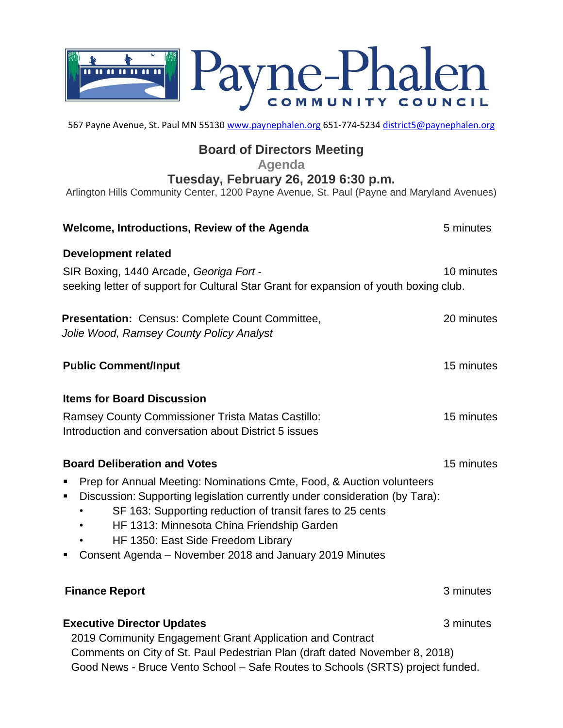# Payne-Phalen COMMUNITY COUNCIL

567 Payne Avenue, St. Paul MN 55130 www.paynephalen.org 651-774-5234 district5@paynephalen.org

## Board of Directors Meeting

**Agenda**

**Tuesday, February 26, 2019 6:30 p.m.**

Arlington Hills Community Center, 1200 Payne Avenue, St. Paul (Payne and Maryland Avenues)

**Welcome, Introductions, Review of the Agenda** — 5 minutes

**Development related**

SIR Boxing, 1440 Arcade, *Georiga Fort* - seeking letter of support for Cultural Star Grant for expansion of youth boxing club. — 10 minutes

**Presentation:** Census: Complete Count Committee, *Jolie Wood, Ramsey County Policy Analyst* — 20 minutes

**Public Comment/Input** — 15 minutes

**Items for Board Discussion**

Ramsey County Commissioner Trista Matas Castillo: Introduction and conversation about District 5 issues — 15 minutes

**Board Deliberation and Votes** — 15 minutes

- Prep for Annual Meeting: Nominations Cmte, Food, & Auction volunteers
- Discussion: Supporting legislation currently under consideration (by Tara):
  - SF 163: Supporting reduction of transit fares to 25 cents
  - HF 1313: Minnesota China Friendship Garden
  - HF 1350: East Side Freedom Library
- Consent Agenda – November 2018 and January 2019 Minutes

**Finance Report** — 3 minutes

**Executive Director Updates** — 3 minutes

2019 Community Engagement Grant Application and Contract
Comments on City of St. Paul Pedestrian Plan (draft dated November 8, 2018)
Good News - Bruce Vento School – Safe Routes to Schools (SRTS) project funded.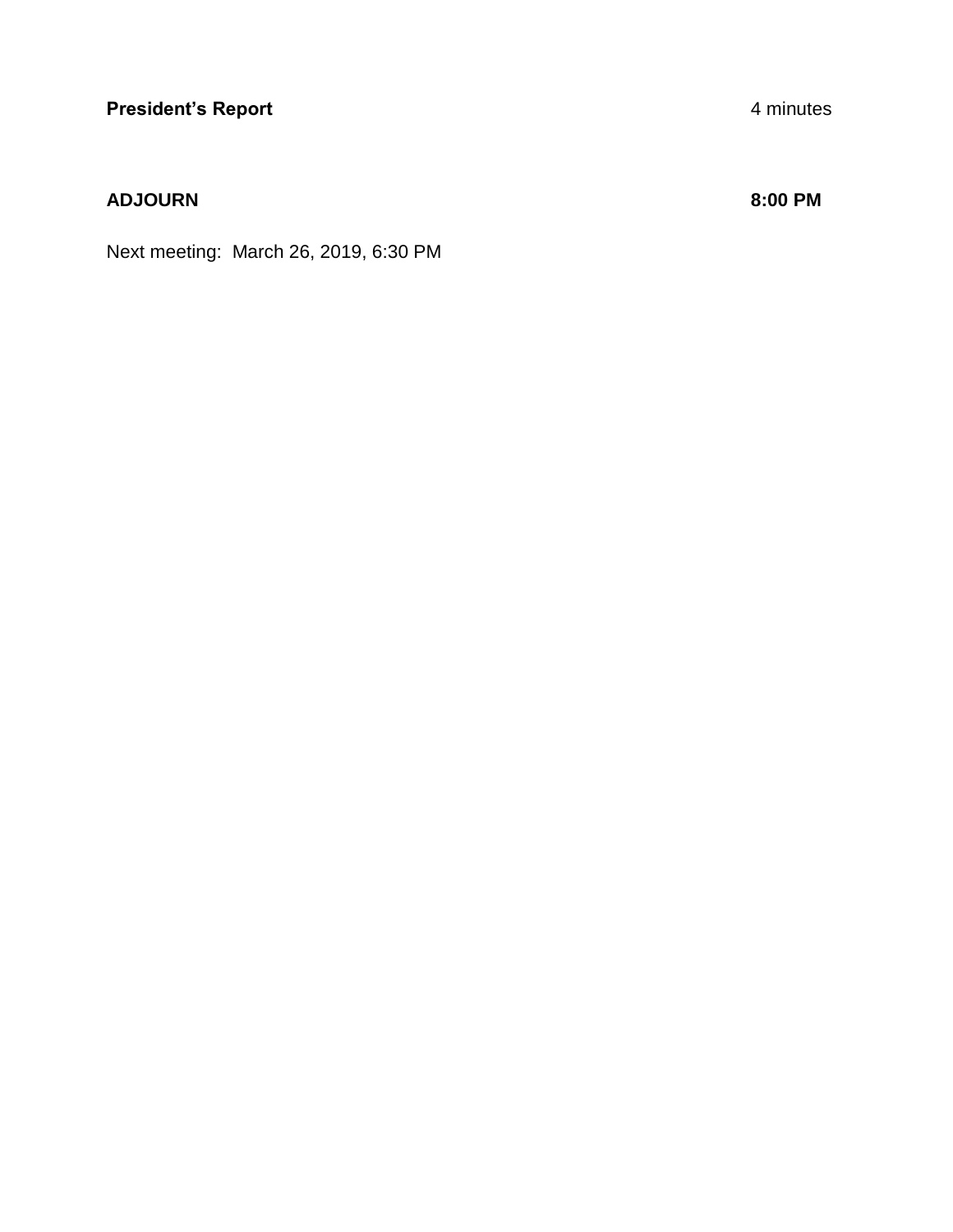**President's Report** 4 minutes

**ADJOURN** **8:00 PM**

Next meeting: March 26, 2019, 6:30 PM